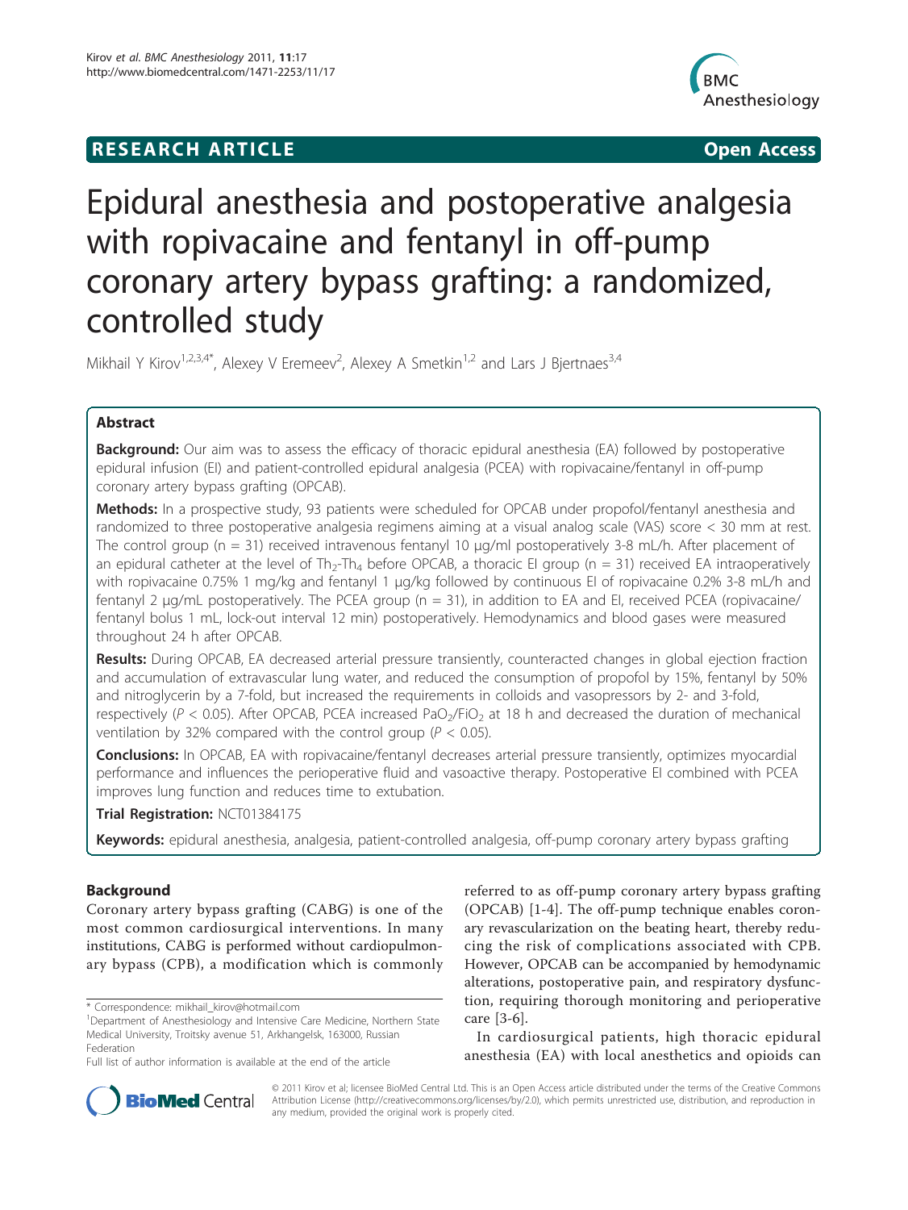RESEARCH ARTICLE Open Access

# Epidural anesthesia and postoperative analgesia with ropivacaine and fentanyl in off-pump coronary artery bypass grafting: a randomized, controlled study

Mikhail Y Kirov[1,2,3,4*], Alexey V Eremeev[2], Alexey A Smetkin[1,2] and Lars J Bjertnaes[3,4]

## Abstract

**Background:** Our aim was to assess the efficacy of thoracic epidural anesthesia (EA) followed by postoperative epidural infusion (EI) and patient-controlled epidural analgesia (PCEA) with ropivacaine/fentanyl in off-pump coronary artery bypass grafting (OPCAB).

**Methods:** In a prospective study, 93 patients were scheduled for OPCAB under propofol/fentanyl anesthesia and randomized to three postoperative analgesia regimens aiming at a visual analog scale (VAS) score < 30 mm at rest. The control group (n = 31) received intravenous fentanyl 10 μg/ml postoperatively 3-8 mL/h. After placement of an epidural catheter at the level of $Th_2$-$Th_4$ before OPCAB, a thoracic EI group (n = 31) received EA intraoperatively with ropivacaine 0.75% 1 mg/kg and fentanyl 1 μg/kg followed by continuous EI of ropivacaine 0.2% 3-8 mL/h and fentanyl 2 μg/mL postoperatively. The PCEA group (n = 31), in addition to EA and EI, received PCEA (ropivacaine/fentanyl bolus 1 mL, lock-out interval 12 min) postoperatively. Hemodynamics and blood gases were measured throughout 24 h after OPCAB.

**Results:** During OPCAB, EA decreased arterial pressure transiently, counteracted changes in global ejection fraction and accumulation of extravascular lung water, and reduced the consumption of propofol by 15%, fentanyl by 50% and nitroglycerin by a 7-fold, but increased the requirements in colloids and vasopressors by 2- and 3-fold, respectively ($P < 0.05$). After OPCAB, PCEA increased $PaO_2/FiO_2$ at 18 h and decreased the duration of mechanical ventilation by 32% compared with the control group ($P < 0.05$).

**Conclusions:** In OPCAB, EA with ropivacaine/fentanyl decreases arterial pressure transiently, optimizes myocardial performance and influences the perioperative fluid and vasoactive therapy. Postoperative EI combined with PCEA improves lung function and reduces time to extubation.

**Trial Registration:** NCT01384175

**Keywords:** epidural anesthesia, analgesia, patient-controlled analgesia, off-pump coronary artery bypass grafting

## Background

Coronary artery bypass grafting (CABG) is one of the most common cardiosurgical interventions. In many institutions, CABG is performed without cardiopulmonary bypass (CPB), a modification which is commonly referred to as off-pump coronary artery bypass grafting (OPCAB) [1-4]. The off-pump technique enables coronary revascularization on the beating heart, thereby reducing the risk of complications associated with CPB. However, OPCAB can be accompanied by hemodynamic alterations, postoperative pain, and respiratory dysfunction, requiring thorough monitoring and perioperative care [3-6].

In cardiosurgical patients, high thoracic epidural anesthesia (EA) with local anesthetics and opioids can

\* Correspondence: mikhail_kirov@hotmail.com
[1]Department of Anesthesiology and Intensive Care Medicine, Northern State Medical University, Troitsky avenue 51, Arkhangelsk, 163000, Russian Federation
Full list of author information is available at the end of the article

© 2011 Kirov et al; licensee BioMed Central Ltd. This is an Open Access article distributed under the terms of the Creative Commons Attribution License (http://creativecommons.org/licenses/by/2.0), which permits unrestricted use, distribution, and reproduction in any medium, provided the original work is properly cited.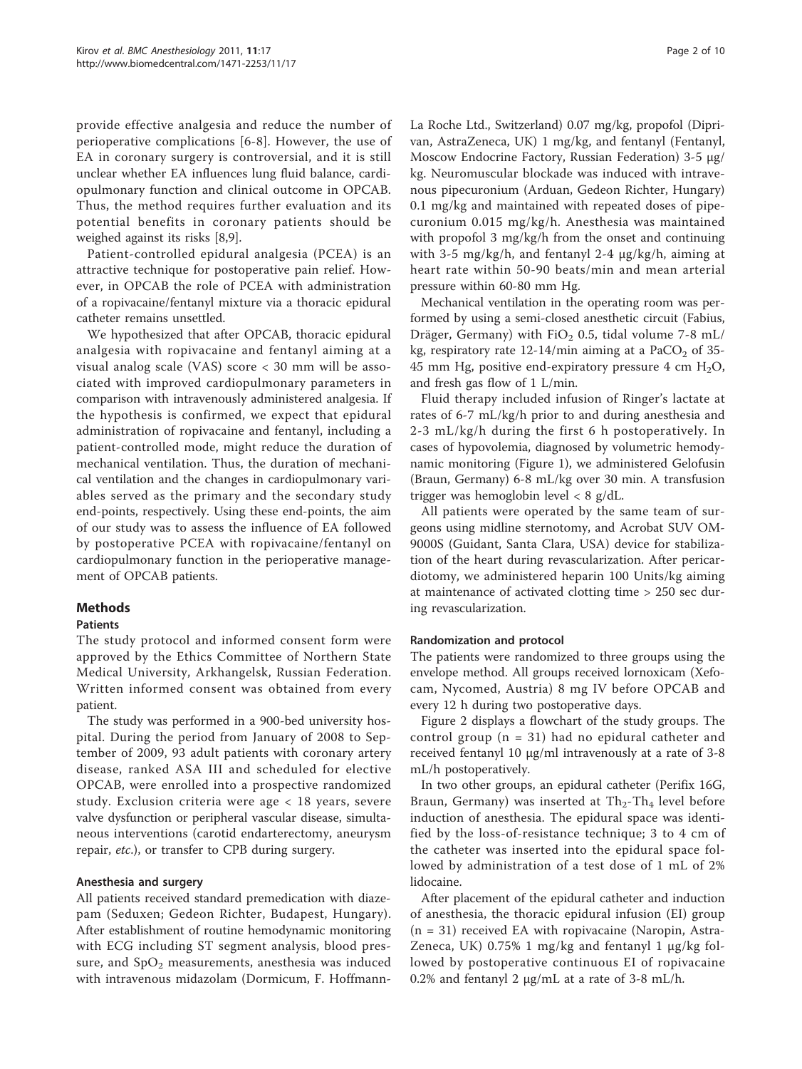provide effective analgesia and reduce the number of perioperative complications [6-8]. However, the use of EA in coronary surgery is controversial, and it is still unclear whether EA influences lung fluid balance, cardiopulmonary function and clinical outcome in OPCAB. Thus, the method requires further evaluation and its potential benefits in coronary patients should be weighed against its risks [8,9].

Patient-controlled epidural analgesia (PCEA) is an attractive technique for postoperative pain relief. However, in OPCAB the role of PCEA with administration of a ropivacaine/fentanyl mixture via a thoracic epidural catheter remains unsettled.

We hypothesized that after OPCAB, thoracic epidural analgesia with ropivacaine and fentanyl aiming at a visual analog scale (VAS) score < 30 mm will be associated with improved cardiopulmonary parameters in comparison with intravenously administered analgesia. If the hypothesis is confirmed, we expect that epidural administration of ropivacaine and fentanyl, including a patient-controlled mode, might reduce the duration of mechanical ventilation. Thus, the duration of mechanical ventilation and the changes in cardiopulmonary variables served as the primary and the secondary study end-points, respectively. Using these end-points, the aim of our study was to assess the influence of EA followed by postoperative PCEA with ropivacaine/fentanyl on cardiopulmonary function in the perioperative management of OPCAB patients.

## Methods

### Patients

The study protocol and informed consent form were approved by the Ethics Committee of Northern State Medical University, Arkhangelsk, Russian Federation. Written informed consent was obtained from every patient.

The study was performed in a 900-bed university hospital. During the period from January of 2008 to September of 2009, 93 adult patients with coronary artery disease, ranked ASA III and scheduled for elective OPCAB, were enrolled into a prospective randomized study. Exclusion criteria were age < 18 years, severe valve dysfunction or peripheral vascular disease, simultaneous interventions (carotid endarterectomy, aneurysm repair, *etc.*), or transfer to CPB during surgery.

### Anesthesia and surgery

All patients received standard premedication with diazepam (Seduxen; Gedeon Richter, Budapest, Hungary). After establishment of routine hemodynamic monitoring with ECG including ST segment analysis, blood pressure, and $SpO_2$ measurements, anesthesia was induced with intravenous midazolam (Dormicum, F. Hoffmann-La Roche Ltd., Switzerland) 0.07 mg/kg, propofol (Diprivan, AstraZeneca, UK) 1 mg/kg, and fentanyl (Fentanyl, Moscow Endocrine Factory, Russian Federation) 3-5 μg/kg. Neuromuscular blockade was induced with intravenous pipecuronium (Arduan, Gedeon Richter, Hungary) 0.1 mg/kg and maintained with repeated doses of pipecuronium 0.015 mg/kg/h. Anesthesia was maintained with propofol 3 mg/kg/h from the onset and continuing with 3-5 mg/kg/h, and fentanyl 2-4 μg/kg/h, aiming at heart rate within 50-90 beats/min and mean arterial pressure within 60-80 mm Hg.

Mechanical ventilation in the operating room was performed by using a semi-closed anesthetic circuit (Fabius, Dräger, Germany) with $FiO_2$ 0.5, tidal volume 7-8 mL/kg, respiratory rate 12-14/min aiming at a $PaCO_2$ of 35-45 mm Hg, positive end-expiratory pressure 4 cm $H_2O$, and fresh gas flow of 1 L/min.

Fluid therapy included infusion of Ringer's lactate at rates of 6-7 mL/kg/h prior to and during anesthesia and 2-3 mL/kg/h during the first 6 h postoperatively. In cases of hypovolemia, diagnosed by volumetric hemodynamic monitoring (Figure 1), we administered Gelofusin (Braun, Germany) 6-8 mL/kg over 30 min. A transfusion trigger was hemoglobin level < 8 g/dL.

All patients were operated by the same team of surgeons using midline sternotomy, and Acrobat SUV OM-9000S (Guidant, Santa Clara, USA) device for stabilization of the heart during revascularization. After pericardiotomy, we administered heparin 100 Units/kg aiming at maintenance of activated clotting time > 250 sec during revascularization.

### Randomization and protocol

The patients were randomized to three groups using the envelope method. All groups received lornoxicam (Xefocam, Nycomed, Austria) 8 mg IV before OPCAB and every 12 h during two postoperative days.

Figure 2 displays a flowchart of the study groups. The control group (n = 31) had no epidural catheter and received fentanyl 10 μg/ml intravenously at a rate of 3-8 mL/h postoperatively.

In two other groups, an epidural catheter (Perifix 16G, Braun, Germany) was inserted at $Th_2$-$Th_4$ level before induction of anesthesia. The epidural space was identified by the loss-of-resistance technique; 3 to 4 cm of the catheter was inserted into the epidural space followed by administration of a test dose of 1 mL of 2% lidocaine.

After placement of the epidural catheter and induction of anesthesia, the thoracic epidural infusion (EI) group (n = 31) received EA with ropivacaine (Naropin, AstraZeneca, UK) 0.75% 1 mg/kg and fentanyl 1 μg/kg followed by postoperative continuous EI of ropivacaine 0.2% and fentanyl 2 μg/mL at a rate of 3-8 mL/h.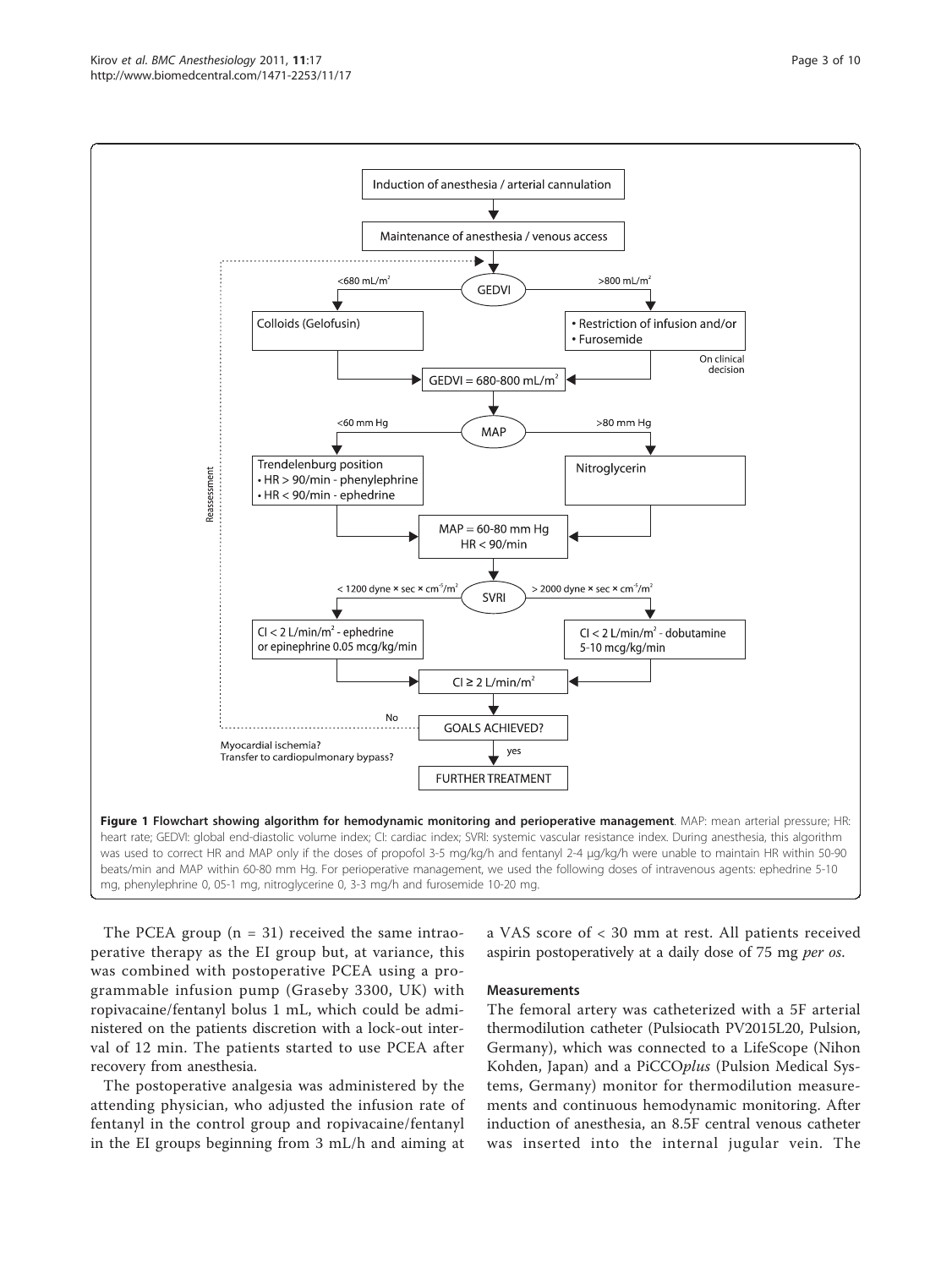**Figure 1 Flowchart showing algorithm for hemodynamic monitoring and perioperative management**. MAP: mean arterial pressure; HR: heart rate; GEDVI: global end-diastolic volume index; CI: cardiac index; SVRI: systemic vascular resistance index. During anesthesia, this algorithm was used to correct HR and MAP only if the doses of propofol 3-5 mg/kg/h and fentanyl 2-4 μg/kg/h were unable to maintain HR within 50-90 beats/min and MAP within 60-80 mm Hg. For perioperative management, we used the following doses of intravenous agents: ephedrine 5-10 mg, phenylephrine 0, 05-1 mg, nitroglycerine 0, 3-3 mg/h and furosemide 10-20 mg.

The PCEA group (n = 31) received the same intraoperative therapy as the EI group but, at variance, this was combined with postoperative PCEA using a programmable infusion pump (Graseby 3300, UK) with ropivacaine/fentanyl bolus 1 mL, which could be administered on the patients discretion with a lock-out interval of 12 min. The patients started to use PCEA after recovery from anesthesia.

The postoperative analgesia was administered by the attending physician, who adjusted the infusion rate of fentanyl in the control group and ropivacaine/fentanyl in the EI groups beginning from 3 mL/h and aiming at a VAS score of < 30 mm at rest. All patients received aspirin postoperatively at a daily dose of 75 mg *per os*.

### Measurements

The femoral artery was catheterized with a 5F arterial thermodilution catheter (Pulsiocath PV2015L20, Pulsion, Germany), which was connected to a LifeScope (Nihon Kohden, Japan) and a PiCCO*plus* (Pulsion Medical Systems, Germany) monitor for thermodilution measurements and continuous hemodynamic monitoring. After induction of anesthesia, an 8.5F central venous catheter was inserted into the internal jugular vein. The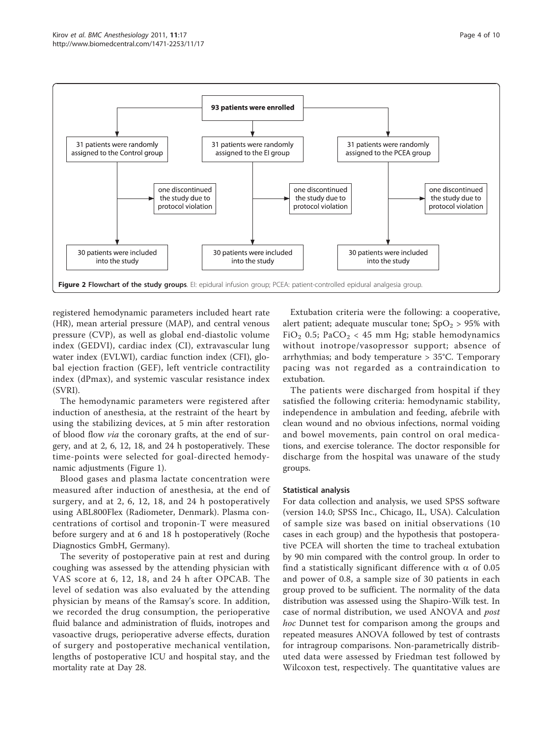93 patients were enrolled

31 patients were randomly assigned to the Control group — one discontinued the study due to protocol violation — 30 patients were included into the study

31 patients were randomly assigned to the EI group — one discontinued the study due to protocol violation — 30 patients were included into the study

31 patients were randomly assigned to the PCEA group — one discontinued the study due to protocol violation — 30 patients were included into the study

**Figure 2 Flowchart of the study groups**. EI: epidural infusion group; PCEA: patient-controlled epidural analgesia group.

registered hemodynamic parameters included heart rate (HR), mean arterial pressure (MAP), and central venous pressure (CVP), as well as global end-diastolic volume index (GEDVI), cardiac index (CI), extravascular lung water index (EVLWI), cardiac function index (CFI), global ejection fraction (GEF), left ventricle contractility index (dPmax), and systemic vascular resistance index (SVRI).

The hemodynamic parameters were registered after induction of anesthesia, at the restraint of the heart by using the stabilizing devices, at 5 min after restoration of blood flow *via* the coronary grafts, at the end of surgery, and at 2, 6, 12, 18, and 24 h postoperatively. These time-points were selected for goal-directed hemodynamic adjustments (Figure 1).

Blood gases and plasma lactate concentration were measured after induction of anesthesia, at the end of surgery, and at 2, 6, 12, 18, and 24 h postoperatively using ABL800Flex (Radiometer, Denmark). Plasma concentrations of cortisol and troponin-T were measured before surgery and at 6 and 18 h postoperatively (Roche Diagnostics GmbH, Germany).

The severity of postoperative pain at rest and during coughing was assessed by the attending physician with VAS score at 6, 12, 18, and 24 h after OPCAB. The level of sedation was also evaluated by the attending physician by means of the Ramsay's score. In addition, we recorded the drug consumption, the perioperative fluid balance and administration of fluids, inotropes and vasoactive drugs, perioperative adverse effects, duration of surgery and postoperative mechanical ventilation, lengths of postoperative ICU and hospital stay, and the mortality rate at Day 28.

Extubation criteria were the following: a cooperative, alert patient; adequate muscular tone; $SpO_2 > 95\%$ with $FiO_2$ 0.5; $PaCO_2 < 45$ mm Hg; stable hemodynamics without inotrope/vasopressor support; absence of arrhythmias; and body temperature > 35°C. Temporary pacing was not regarded as a contraindication to extubation.

The patients were discharged from hospital if they satisfied the following criteria: hemodynamic stability, independence in ambulation and feeding, afebrile with clean wound and no obvious infections, normal voiding and bowel movements, pain control on oral medications, and exercise tolerance. The doctor responsible for discharge from the hospital was unaware of the study groups.

### Statistical analysis

For data collection and analysis, we used SPSS software (version 14.0; SPSS Inc., Chicago, IL, USA). Calculation of sample size was based on initial observations (10 cases in each group) and the hypothesis that postoperative PCEA will shorten the time to tracheal extubation by 90 min compared with the control group. In order to find a statistically significant difference with $\alpha$ of 0.05 and power of 0.8, a sample size of 30 patients in each group proved to be sufficient. The normality of the data distribution was assessed using the Shapiro-Wilk test. In case of normal distribution, we used ANOVA and *post hoc* Dunnet test for comparison among the groups and repeated measures ANOVA followed by test of contrasts for intragroup comparisons. Non-parametrically distributed data were assessed by Friedman test followed by Wilcoxon test, respectively. The quantitative values are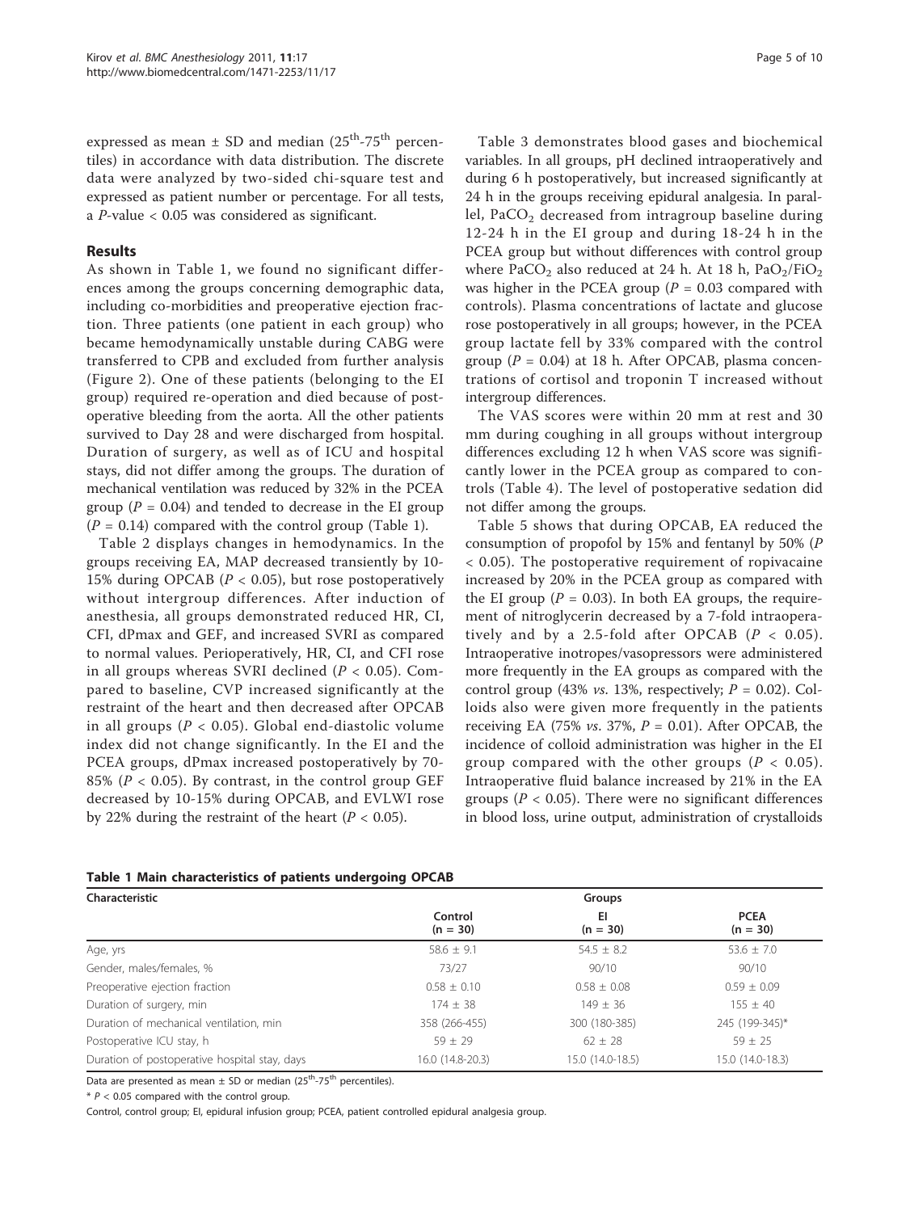expressed as mean ± SD and median (25[th]-75[th] percentiles) in accordance with data distribution. The discrete data were analyzed by two-sided chi-square test and expressed as patient number or percentage. For all tests, a P-value < 0.05 was considered as significant.

## Results

As shown in Table 1, we found no significant differences among the groups concerning demographic data, including co-morbidities and preoperative ejection fraction. Three patients (one patient in each group) who became hemodynamically unstable during CABG were transferred to CPB and excluded from further analysis (Figure 2). One of these patients (belonging to the EI group) required re-operation and died because of postoperative bleeding from the aorta. All the other patients survived to Day 28 and were discharged from hospital. Duration of surgery, as well as of ICU and hospital stays, did not differ among the groups. The duration of mechanical ventilation was reduced by 32% in the PCEA group ($P = 0.04$) and tended to decrease in the EI group ($P = 0.14$) compared with the control group (Table 1).

Table 2 displays changes in hemodynamics. In the groups receiving EA, MAP decreased transiently by 10-15% during OPCAB ($P < 0.05$), but rose postoperatively without intergroup differences. After induction of anesthesia, all groups demonstrated reduced HR, CI, CFI, dPmax and GEF, and increased SVRI as compared to normal values. Perioperatively, HR, CI, and CFI rose in all groups whereas SVRI declined ($P < 0.05$). Compared to baseline, CVP increased significantly at the restraint of the heart and then decreased after OPCAB in all groups ($P < 0.05$). Global end-diastolic volume index did not change significantly. In the EI and the PCEA groups, dPmax increased postoperatively by 70-85% ($P < 0.05$). By contrast, in the control group GEF decreased by 10-15% during OPCAB, and EVLWI rose by 22% during the restraint of the heart ($P < 0.05$).

Table 3 demonstrates blood gases and biochemical variables. In all groups, pH declined intraoperatively and during 6 h postoperatively, but increased significantly at 24 h in the groups receiving epidural analgesia. In parallel, $PaCO_2$ decreased from intragroup baseline during 12-24 h in the EI group and during 18-24 h in the PCEA group but without differences with control group where $PaCO_2$ also reduced at 24 h. At 18 h, $PaO_2/FiO_2$ was higher in the PCEA group ($P = 0.03$ compared with controls). Plasma concentrations of lactate and glucose rose postoperatively in all groups; however, in the PCEA group lactate fell by 33% compared with the control group ($P = 0.04$) at 18 h. After OPCAB, plasma concentrations of cortisol and troponin T increased without intergroup differences.

The VAS scores were within 20 mm at rest and 30 mm during coughing in all groups without intergroup differences excluding 12 h when VAS score was significantly lower in the PCEA group as compared to controls (Table 4). The level of postoperative sedation did not differ among the groups.

Table 5 shows that during OPCAB, EA reduced the consumption of propofol by 15% and fentanyl by 50% ($P < 0.05$). The postoperative requirement of ropivacaine increased by 20% in the PCEA group as compared with the EI group ($P = 0.03$). In both EA groups, the requirement of nitroglycerin decreased by a 7-fold intraoperatively and by a 2.5-fold after OPCAB ($P < 0.05$). Intraoperative inotropes/vasopressors were administered more frequently in the EA groups as compared with the control group (43% *vs.* 13%, respectively; $P = 0.02$). Colloids also were given more frequently in the patients receiving EA (75% *vs.* 37%, $P = 0.01$). After OPCAB, the incidence of colloid administration was higher in the EI group compared with the other groups ($P < 0.05$). Intraoperative fluid balance increased by 21% in the EA groups ($P < 0.05$). There were no significant differences in blood loss, urine output, administration of crystalloids

**Table 1 Main characteristics of patients undergoing OPCAB**

| Characteristic | Groups | | |
|---|---|---|---|
| | Control (n = 30) | EI (n = 30) | PCEA (n = 30) |
| Age, yrs | 58.6 ± 9.1 | 54.5 ± 8.2 | 53.6 ± 7.0 |
| Gender, males/females, % | 73/27 | 90/10 | 90/10 |
| Preoperative ejection fraction | 0.58 ± 0.10 | 0.58 ± 0.08 | 0.59 ± 0.09 |
| Duration of surgery, min | 174 ± 38 | 149 ± 36 | 155 ± 40 |
| Duration of mechanical ventilation, min | 358 (266-455) | 300 (180-385) | 245 (199-345)* |
| Postoperative ICU stay, h | 59 ± 29 | 62 ± 28 | 59 ± 25 |
| Duration of postoperative hospital stay, days | 16.0 (14.8-20.3) | 15.0 (14.0-18.5) | 15.0 (14.0-18.3) |

Data are presented as mean ± SD or median (25[th]-75[th] percentiles).

* $P < 0.05$ compared with the control group.

Control, control group; EI, epidural infusion group; PCEA, patient controlled epidural analgesia group.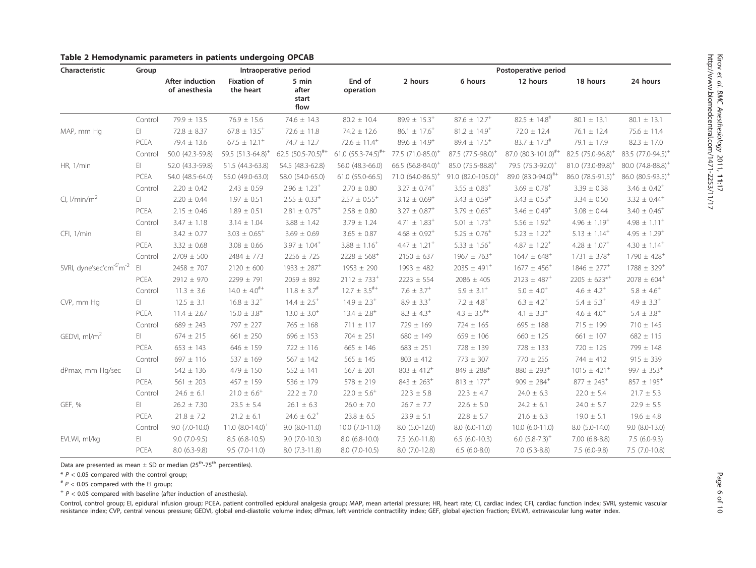**Table 2 Hemodynamic parameters in patients undergoing OPCAB**

| Characteristic | Group | Intraoperative period | | | | Postoperative period | | | | |
|---|---|---|---|---|---|---|---|---|---|---|
| | | After induction of anesthesia | Fixation of the heart | 5 min after start flow | End of operation | 2 hours | 6 hours | 12 hours | 18 hours | 24 hours |
| MAP, mm Hg | Control | 79.9 ± 13.5 | 76.9 ± 15.6 | 74.6 ± 14.3 | 80.2 ± 10.4 | 89.9 ± 15.3⁺ | 87.6 ± 12.7⁺ | 82.5 ± 14.8# | 80.1 ± 13.1 | 80.1 ± 13.1 |
| | EI | 72.8 ± 8.37 | 67.8 ± 13.5⁺ | 72.6 ± 11.8 | 74.2 ± 12.6 | 86.1 ± 17.6⁺ | 81.2 ± 14.9⁺ | 72.0 ± 12.4 | 76.1 ± 12.4 | 75.6 ± 11.4 |
| | PCEA | 79.4 ± 13.6 | 67.5 ± 12.1⁺ | 74.7 ± 12.7 | 72.6 ± 11.4⁺ | 89.6 ± 14.9⁺ | 89.4 ± 17.5⁺ | 83.7 ± 17.3# | 79.1 ± 17.9 | 82.3 ± 17.0 |
| HR, 1/min | Control | 50.0 (42.3-59.8) | 59.5 (51.3-64.8)⁺ | 62.5 (50.5-70.5)#⁺ | 61.0 (55.3-74.5)#⁺ | 77.5 (71.0-85.0)⁺ | 87.5 (77.5-98.0)⁺ | 87.0 (80.3-101.0)#⁺ | 82.5 (75.0-96.8)⁺ | 83.5 (77.0-94.5)⁺ |
| | EI | 52.0 (43.3-59.8) | 51.5 (44.3-63.8) | 54.5 (48.3-62.8) | 56.0 (48.3-66.0) | 66.5 (56.8-84.0)⁺ | 85.0 (75.5-88.8)⁺ | 79.5 (75.3-92.0)⁺ | 81.0 (73.0-89.8)⁺ | 80.0 (74.8-88.8)⁺ |
| | PCEA | 54.0 (48.5-64.0) | 55.0 (49.0-63.0) | 58.0 (54.0-65.0) | 61.0 (55.0-66.5) | 71.0 (64.0-86.5)⁺ | 91.0 (82.0-105.0)⁺ | 89.0 (83.0-94.0)#⁺ | 86.0 (78.5-91.5)⁺ | 86.0 (80.5-93.5)⁺ |
| CI, l/min/m² | Control | 2.20 ± 0.42 | 2.43 ± 0.59 | 2.96 ± 1.23⁺ | 2.70 ± 0.80 | 3.27 ± 0.74⁺ | 3.55 ± 0.83⁺ | 3.69 ± 0.78⁺ | 3.39 ± 0.38 | 3.46 ± 0.42⁺ |
| | EI | 2.20 ± 0.44 | 1.97 ± 0.51 | 2.55 ± 0.33⁺ | 2.57 ± 0.55⁺ | 3.12 ± 0.69⁺ | 3.43 ± 0.59⁺ | 3.43 ± 0.53⁺ | 3.34 ± 0.50 | 3.32 ± 0.44⁺ |
| | PCEA | 2.15 ± 0.46 | 1.89 ± 0.51 | 2.81 ± 0.75⁺ | 2.58 ± 0.80 | 3.27 ± 0.87⁺ | 3.79 ± 0.63⁺ | 3.46 ± 0.49⁺ | 3.08 ± 0.44 | 3.40 ± 0.46⁺ |
| CFI, 1/min | Control | 3.47 ± 1.18 | 3.14 ± 1.04 | 3.88 ± 1.42 | 3.79 ± 1.24 | 4.71 ± 1.83⁺ | 5.01 ± 1.73⁺ | 5.56 ± 1.92⁺ | 4.96 ± 1.19⁺ | 4.98 ± 1.11⁺ |
| | EI | 3.42 ± 0.77 | 3.03 ± 0.65⁺ | 3.69 ± 0.69 | 3.65 ± 0.87 | 4.68 ± 0.92⁺ | 5.25 ± 0.76⁺ | 5.23 ± 1.22⁺ | 5.13 ± 1.14⁺ | 4.95 ± 1.29⁺ |
| | PCEA | 3.32 ± 0.68 | 3.08 ± 0.66 | 3.97 ± 1.04⁺ | 3.88 ± 1.16⁺ | 4.47 ± 1.21⁺ | 5.33 ± 1.56⁺ | 4.87 ± 1.22⁺ | 4.28 ± 1.07⁺ | 4.30 ± 1.14⁺ |
| SVRI, dyne·sec·cm⁻⁵·m⁻² | Control | 2709 ± 500 | 2484 ± 773 | 2256 ± 725 | 2228 ± 568⁺ | 2150 ± 637 | 1967 ± 763⁺ | 1647 ± 648⁺ | 1731 ± 378⁺ | 1790 ± 428⁺ |
| | EI | 2458 ± 707 | 2120 ± 600 | 1933 ± 287⁺ | 1953 ± 290 | 1993 ± 482 | 2035 ± 491⁺ | 1677 ± 456⁺ | 1846 ± 277⁺ | 1788 ± 329⁺ |
| | PCEA | 2912 ± 970 | 2299 ± 791 | 2059 ± 892 | 2112 ± 733⁺ | 2223 ± 554 | 2086 ± 405 | 2123 ± 487⁺ | 2205 ± 623*⁺ | 2078 ± 604⁺ |
| CVP, mm Hg | Control | 11.3 ± 3.6 | 14.0 ± 4.0#⁺ | 11.8 ± 3.7# | 12.7 ± 3.5#⁺ | 7.6 ± 3.7⁺ | 5.9 ± 3.1⁺ | 5.0 ± 4.0⁺ | 4.6 ± 4.2⁺ | 5.8 ± 4.6⁺ |
| | EI | 12.5 ± 3.1 | 16.8 ± 3.2⁺ | 14.4 ± 2.5⁺ | 14.9 ± 2.3⁺ | 8.9 ± 3.3⁺ | 7.2 ± 4.8⁺ | 6.3 ± 4.2⁺ | 5.4 ± 5.3⁺ | 4.9 ± 3.3⁺ |
| | PCEA | 11.4 ± 2.67 | 15.0 ± 3.8⁺ | 13.0 ± 3.0⁺ | 13.4 ± 2.8⁺ | 8.3 ± 4.3⁺ | 4.3 ± 3.5#⁺ | 4.1 ± 3.3⁺ | 4.6 ± 4.0⁺ | 5.4 ± 3.8⁺ |
| GEDVI, ml/m² | Control | 689 ± 243 | 797 ± 227 | 765 ± 168 | 711 ± 117 | 729 ± 169 | 724 ± 165 | 695 ± 188 | 715 ± 199 | 710 ± 145 |
| | EI | 674 ± 215 | 661 ± 250 | 696 ± 153 | 704 ± 251 | 680 ± 149 | 659 ± 106 | 660 ± 125 | 661 ± 107 | 682 ± 115 |
| | PCEA | 653 ± 143 | 646 ± 159 | 722 ± 116 | 665 ± 146 | 683 ± 251 | 728 ± 139 | 728 ± 133 | 720 ± 125 | 799 ± 148 |
| dPmax, mm Hg/sec | Control | 697 ± 116 | 537 ± 169 | 567 ± 142 | 565 ± 145 | 803 ± 412 | 773 ± 307 | 770 ± 255 | 744 ± 412 | 915 ± 339 |
| | EI | 542 ± 136 | 479 ± 150 | 552 ± 141 | 567 ± 201 | 803 ± 412⁺ | 849 ± 288⁺ | 880 ± 293⁺ | 1015 ± 421⁺ | 997 ± 353⁺ |
| | PCEA | 561 ± 203 | 457 ± 159 | 536 ± 179 | 578 ± 219 | 843 ± 263⁺ | 813 ± 177⁺ | 909 ± 284⁺ | 877 ± 243⁺ | 857 ± 195⁺ |
| GEF, % | Control | 24.6 ± 6.1 | 21.0 ± 6.6⁺ | 22.2 ± 7.0 | 22.0 ± 5.6⁺ | 22.3 ± 5.8 | 22.3 ± 4.7 | 24.0 ± 6.3 | 22.0 ± 5.4 | 21.7 ± 5.3 |
| | EI | 26.2 ± 7.30 | 23.5 ± 5.4 | 26.1 ± 6.3 | 26.0 ± 7.0 | 26.7 ± 7.7 | 22.6 ± 5.0 | 24.2 ± 6.1 | 24.0 ± 5.7 | 22.9 ± 5.5 |
| | PCEA | 21.8 ± 7.2 | 21.2 ± 6.1 | 24.6 ± 6.2⁺ | 23.8 ± 6.5 | 23.9 ± 5.1 | 22.8 ± 5.7 | 21.6 ± 6.3 | 19.0 ± 5.1 | 19.6 ± 4.8 |
| EVLWI, ml/kg | Control | 9.0 (7.0-10.0) | 11.0 (8.0-14.0)⁺ | 9.0 (8.0-11.0) | 10.0 (7.0-11.0) | 8.0 (5.0-12.0) | 8.0 (6.0-11.0) | 10.0 (6.0-11.0) | 8.0 (5.0-14.0) | 9.0 (8.0-13.0) |
| | EI | 9.0 (7.0-9.5) | 8.5 (6.8-10.5) | 9.0 (7.0-10.3) | 8.0 (6.8-10.0) | 7.5 (6.0-11.8) | 6.5 (6.0-10.3) | 6.0 (5.8-7.3)⁺ | 7.00 (6.8-8.8) | 7.5 (6.0-9.3) |
| | PCEA | 8.0 (6.3-9.8) | 9.5 (7.0-11.0) | 8.0 (7.3-11.8) | 8.0 (7.0-10.5) | 8.0 (7.0-12.8) | 6.5 (6.0-8.0) | 7.0 (5.3-8.8) | 7.5 (6.0-9.8) | 7.5 (7.0-10.8) |

Data are presented as mean ± SD or median (25th-75th percentiles).

* $P < 0.05$ compared with the control group;

# $P < 0.05$ compared with the EI group;

⁺ $P < 0.05$ compared with baseline (after induction of anesthesia).

Control, control group; EI, epidural infusion group; PCEA, patient controlled epidural analgesia group; MAP, mean arterial pressure; HR, heart rate; CI, cardiac index; CFI, cardiac function index; SVRI, systemic vascular resistance index; CVP, central venous pressure; GEDVI, global end-diastolic volume index; dPmax, left ventricle contractility index; GEF, global ejection fraction; EVLWI, extravascular lung water index.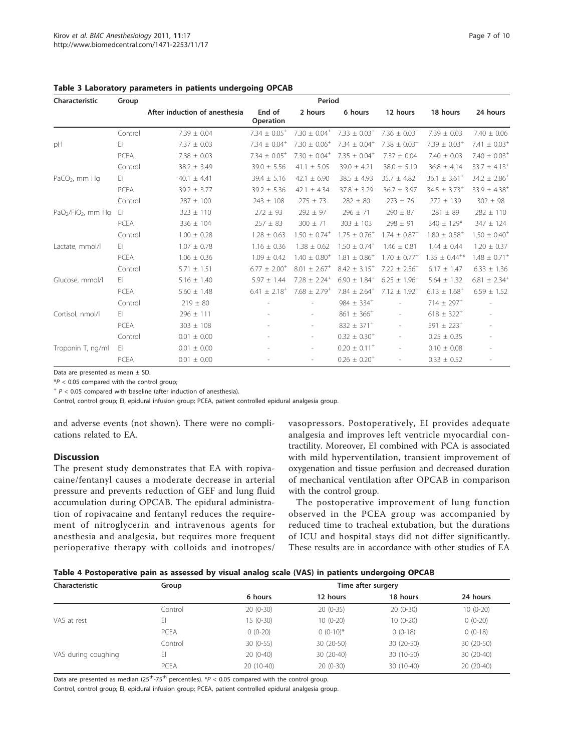**Table 3 Laboratory parameters in patients undergoing OPCAB**

| Characteristic | Group | Period | | | | | | |
|---|---|---|---|---|---|---|---|---|
| | | After induction of anesthesia | End of Operation | 2 hours | 6 hours | 12 hours | 18 hours | 24 hours |
| pH | Control | 7.39 ± 0.04 | 7.34 ± 0.05$^+$ | 7.30 ± 0.04$^+$ | 7.33 ± 0.03$^+$ | 7.36 ± 0.03$^+$ | 7.39 ± 0.03 | 7.40 ± 0.06 |
| | EI | 7.37 ± 0.03 | 7.34 ± 0.04$^+$ | 7.30 ± 0.06$^+$ | 7.34 ± 0.04$^+$ | 7.38 ± 0.03$^+$ | 7.39 ± 0.03$^+$ | 7.41 ± 0.03$^+$ |
| | PCEA | 7.38 ± 0.03 | 7.34 ± 0.05$^+$ | 7.30 ± 0.04$^+$ | 7.35 ± 0.04$^+$ | 7.37 ± 0.04 | 7.40 ± 0.03 | 7.40 ± 0.03$^+$ |
| $PaCO_2$, mm Hg | Control | 38.2 ± 3.49 | 39.0 ± 5.56 | 41.1 ± 5.05 | 39.0 ± 4.21 | 38.0 ± 5.10 | 36.8 ± 4.14 | 33.7 ± 4.13$^+$ |
| | EI | 40.1 ± 4.41 | 39.4 ± 5.16 | 42.1 ± 6.90 | 38.5 ± 4.93 | 35.7 ± 4.82$^+$ | 36.1 ± 3.61$^+$ | 34.2 ± 2.86$^+$ |
| | PCEA | 39.2 ± 3.77 | 39.2 ± 5.36 | 42.1 ± 4.34 | 37.8 ± 3.29 | 36.7 ± 3.97 | 34.5 ± 3.73$^+$ | 33.9 ± 4.38$^+$ |
| $PaO_2/FiO_2$, mm Hg | Control | 287 ± 100 | 243 ± 108 | 275 ± 73 | 282 ± 80 | 273 ± 76 | 272 ± 139 | 302 ± 98 |
| | EI | 323 ± 110 | 272 ± 93 | 292 ± 97 | 296 ± 71 | 290 ± 87 | 281 ± 89 | 282 ± 110 |
| | PCEA | 336 ± 104 | 257 ± 83 | 300 ± 71 | 303 ± 103 | 298 ± 91 | 340 ± 129* | 347 ± 124 |
| Lactate, mmol/l | Control | 1.00 ± 0.28 | 1.28 ± 0.63 | 1.50 ± 0.74$^+$ | 1.75 ± 0.76$^+$ | 1.74 ± 0.87$^+$ | 1.80 ± 0.58$^+$ | 1.50 ± 0.40$^+$ |
| | EI | 1.07 ± 0.78 | 1.16 ± 0.36 | 1.38 ± 0.62 | 1.50 ± 0.74$^+$ | 1.46 ± 0.81 | 1.44 ± 0.44 | 1.20 ± 0.37 |
| | PCEA | 1.06 ± 0.36 | 1.09 ± 0.42 | 1.40 ± 0.80$^+$ | 1.81 ± 0.86$^+$ | 1.70 ± 0.77$^+$ | 1.35 ± 0.44$^{+*}$ | 1.48 ± 0.71$^+$ |
| Glucose, mmol/l | Control | 5.71 ± 1.51 | 6.77 ± 2.00$^+$ | 8.01 ± 2.67$^+$ | 8.42 ± 3.15$^+$ | 7.22 ± 2.56$^+$ | 6.17 ± 1.47 | 6.33 ± 1.36 |
| | EI | 5.16 ± 1.40 | 5.97 ± 1.44 | 7.28 ± 2.24$^+$ | 6.90 ± 1.84$^+$ | 6.25 ± 1.96$^+$ | 5.64 ± 1.32 | 6.81 ± 2.34$^+$ |
| | PCEA | 5.60 ± 1.48 | 6.41 ± 2.18$^+$ | 7.68 ± 2.79$^+$ | 7.84 ± 2.64$^+$ | 7.12 ± 1.92$^+$ | 6.13 ± 1.68$^+$ | 6.59 ± 1.52 |
| Cortisol, nmol/l | Control | 219 ± 80 | - | - | 984 ± 334$^+$ | - | 714 ± 297$^+$ | - |
| | EI | 296 ± 111 | - | - | 861 ± 366$^+$ | - | 618 ± 322$^+$ | - |
| | PCEA | 303 ± 108 | - | - | 832 ± 371$^+$ | - | 591 ± 223$^+$ | - |
| Troponin T, ng/ml | Control | 0.01 ± 0.00 | - | - | 0.32 ± 0.30$^+$ | - | 0.25 ± 0.35 | - |
| | EI | 0.01 ± 0.00 | - | - | 0.20 ± 0.11$^+$ | - | 0.10 ± 0.08 | - |
| | PCEA | 0.01 ± 0.00 | - | - | 0.26 ± 0.20$^+$ | - | 0.33 ± 0.52 | - |

Data are presented as mean ± SD.

*$P < 0.05$ compared with the control group;

$^+$ $P < 0.05$ compared with baseline (after induction of anesthesia).

Control, control group; EI, epidural infusion group; PCEA, patient controlled epidural analgesia group.

and adverse events (not shown). There were no complications related to EA.

## Discussion

The present study demonstrates that EA with ropivacaine/fentanyl causes a moderate decrease in arterial pressure and prevents reduction of GEF and lung fluid accumulation during OPCAB. The epidural administration of ropivacaine and fentanyl reduces the requirement of nitroglycerin and intravenous agents for anesthesia and analgesia, but requires more frequent perioperative therapy with colloids and inotropes/vasopressors. Postoperatively, EI provides adequate analgesia and improves left ventricle myocardial contractility. Moreover, EI combined with PCA is associated with mild hyperventilation, transient improvement of oxygenation and tissue perfusion and decreased duration of mechanical ventilation after OPCAB in comparison with the control group.

The postoperative improvement of lung function observed in the PCEA group was accompanied by reduced time to tracheal extubation, but the durations of ICU and hospital stays did not differ significantly. These results are in accordance with other studies of EA

**Table 4 Postoperative pain as assessed by visual analog scale (VAS) in patients undergoing OPCAB**

| Characteristic | Group | Time after surgery | | | |
|---|---|---|---|---|---|
| | | 6 hours | 12 hours | 18 hours | 24 hours |
| VAS at rest | Control | 20 (0-30) | 20 (0-35) | 20 (0-30) | 10 (0-20) |
| | EI | 15 (0-30) | 10 (0-20) | 10 (0-20) | 0 (0-20) |
| | PCEA | 0 (0-20) | 0 (0-10)* | 0 (0-18) | 0 (0-18) |
| VAS during coughing | Control | 30 (0-55) | 30 (20-50) | 30 (20-50) | 30 (20-50) |
| | EI | 20 (0-40) | 30 (20-40) | 30 (10-50) | 30 (20-40) |
| | PCEA | 20 (10-40) | 20 (0-30) | 30 (10-40) | 20 (20-40) |

Data are presented as median (25$^{th}$-75$^{th}$ percentiles). *$P < 0.05$ compared with the control group.

Control, control group; EI, epidural infusion group; PCEA, patient controlled epidural analgesia group.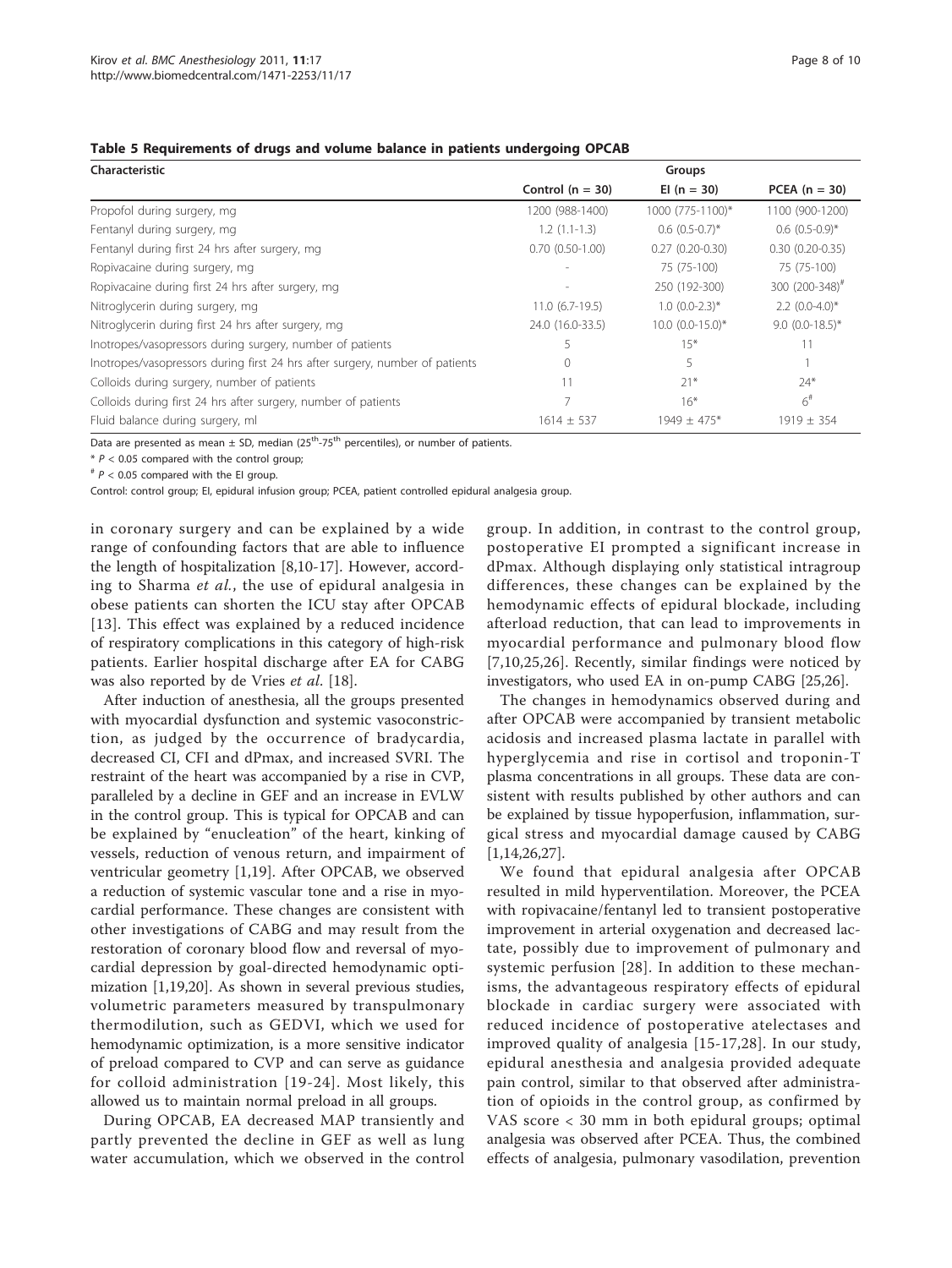**Table 5 Requirements of drugs and volume balance in patients undergoing OPCAB**

| Characteristic | Groups | | |
|---|---|---|---|
| | Control (n = 30) | EI (n = 30) | PCEA (n = 30) |
| Propofol during surgery, mg | 1200 (988-1400) | 1000 (775-1100)* | 1100 (900-1200) |
| Fentanyl during surgery, mg | 1.2 (1.1-1.3) | 0.6 (0.5-0.7)* | 0.6 (0.5-0.9)* |
| Fentanyl during first 24 hrs after surgery, mg | 0.70 (0.50-1.00) | 0.27 (0.20-0.30) | 0.30 (0.20-0.35) |
| Ropivacaine during surgery, mg | - | 75 (75-100) | 75 (75-100) |
| Ropivacaine during first 24 hrs after surgery, mg | - | 250 (192-300) | 300 (200-348)# |
| Nitroglycerin during surgery, mg | 11.0 (6.7-19.5) | 1.0 (0.0-2.3)* | 2.2 (0.0-4.0)* |
| Nitroglycerin during first 24 hrs after surgery, mg | 24.0 (16.0-33.5) | 10.0 (0.0-15.0)* | 9.0 (0.0-18.5)* |
| Inotropes/vasopressors during surgery, number of patients | 5 | 15* | 11 |
| Inotropes/vasopressors during first 24 hrs after surgery, number of patients | 0 | 5 | 1 |
| Colloids during surgery, number of patients | 11 | 21* | 24* |
| Colloids during first 24 hrs after surgery, number of patients | 7 | 16* | 6# |
| Fluid balance during surgery, ml | 1614 ± 537 | 1949 ± 475* | 1919 ± 354 |

Data are presented as mean ± SD, median (25th-75th percentiles), or number of patients.

\* $P < 0.05$ compared with the control group;

\# $P < 0.05$ compared with the EI group.

Control: control group; EI, epidural infusion group; PCEA, patient controlled epidural analgesia group.

in coronary surgery and can be explained by a wide range of confounding factors that are able to influence the length of hospitalization [8,10-17]. However, according to Sharma *et al.*, the use of epidural analgesia in obese patients can shorten the ICU stay after OPCAB [13]. This effect was explained by a reduced incidence of respiratory complications in this category of high-risk patients. Earlier hospital discharge after EA for CABG was also reported by de Vries *et al.* [18].

After induction of anesthesia, all the groups presented with myocardial dysfunction and systemic vasoconstriction, as judged by the occurrence of bradycardia, decreased CI, CFI and dPmax, and increased SVRI. The restraint of the heart was accompanied by a rise in CVP, paralleled by a decline in GEF and an increase in EVLW in the control group. This is typical for OPCAB and can be explained by "enucleation" of the heart, kinking of vessels, reduction of venous return, and impairment of ventricular geometry [1,19]. After OPCAB, we observed a reduction of systemic vascular tone and a rise in myocardial performance. These changes are consistent with other investigations of CABG and may result from the restoration of coronary blood flow and reversal of myocardial depression by goal-directed hemodynamic optimization [1,19,20]. As shown in several previous studies, volumetric parameters measured by transpulmonary thermodilution, such as GEDVI, which we used for hemodynamic optimization, is a more sensitive indicator of preload compared to CVP and can serve as guidance for colloid administration [19-24]. Most likely, this allowed us to maintain normal preload in all groups.

During OPCAB, EA decreased MAP transiently and partly prevented the decline in GEF as well as lung water accumulation, which we observed in the control group. In addition, in contrast to the control group, postoperative EI prompted a significant increase in dPmax. Although displaying only statistical intragroup differences, these changes can be explained by the hemodynamic effects of epidural blockade, including afterload reduction, that can lead to improvements in myocardial performance and pulmonary blood flow [7,10,25,26]. Recently, similar findings were noticed by investigators, who used EA in on-pump CABG [25,26].

The changes in hemodynamics observed during and after OPCAB were accompanied by transient metabolic acidosis and increased plasma lactate in parallel with hyperglycemia and rise in cortisol and troponin-T plasma concentrations in all groups. These data are consistent with results published by other authors and can be explained by tissue hypoperfusion, inflammation, surgical stress and myocardial damage caused by CABG [1,14,26,27].

We found that epidural analgesia after OPCAB resulted in mild hyperventilation. Moreover, the PCEA with ropivacaine/fentanyl led to transient postoperative improvement in arterial oxygenation and decreased lactate, possibly due to improvement of pulmonary and systemic perfusion [28]. In addition to these mechanisms, the advantageous respiratory effects of epidural blockade in cardiac surgery were associated with reduced incidence of postoperative atelectases and improved quality of analgesia [15-17,28]. In our study, epidural anesthesia and analgesia provided adequate pain control, similar to that observed after administration of opioids in the control group, as confirmed by VAS score < 30 mm in both epidural groups; optimal analgesia was observed after PCEA. Thus, the combined effects of analgesia, pulmonary vasodilation, prevention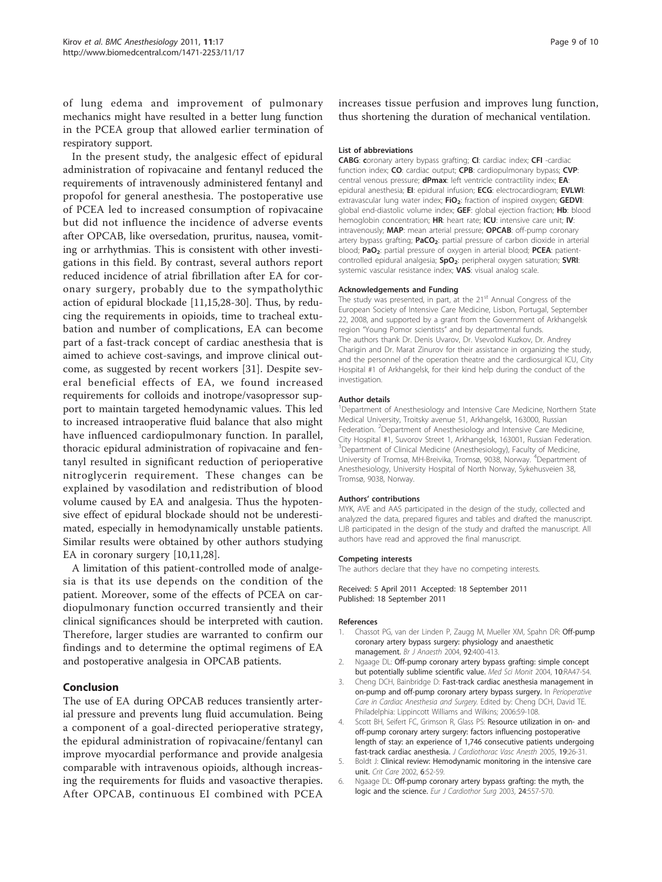of lung edema and improvement of pulmonary mechanics might have resulted in a better lung function in the PCEA group that allowed earlier termination of respiratory support.

In the present study, the analgesic effect of epidural administration of ropivacaine and fentanyl reduced the requirements of intravenously administered fentanyl and propofol for general anesthesia. The postoperative use of PCEA led to increased consumption of ropivacaine but did not influence the incidence of adverse events after OPCAB, like oversedation, pruritus, nausea, vomiting or arrhythmias. This is consistent with other investigations in this field. By contrast, several authors report reduced incidence of atrial fibrillation after EA for coronary surgery, probably due to the sympatholythic action of epidural blockade [11,15,28-30]. Thus, by reducing the requirements in opioids, time to tracheal extubation and number of complications, EA can become part of a fast-track concept of cardiac anesthesia that is aimed to achieve cost-savings, and improve clinical outcome, as suggested by recent workers [31]. Despite several beneficial effects of EA, we found increased requirements for colloids and inotrope/vasopressor support to maintain targeted hemodynamic values. This led to increased intraoperative fluid balance that also might have influenced cardiopulmonary function. In parallel, thoracic epidural administration of ropivacaine and fentanyl resulted in significant reduction of perioperative nitroglycerin requirement. These changes can be explained by vasodilation and redistribution of blood volume caused by EA and analgesia. Thus the hypotensive effect of epidural blockade should not be underestimated, especially in hemodynamically unstable patients. Similar results were obtained by other authors studying EA in coronary surgery [10,11,28].

A limitation of this patient-controlled mode of analgesia is that its use depends on the condition of the patient. Moreover, some of the effects of PCEA on cardiopulmonary function occurred transiently and their clinical significances should be interpreted with caution. Therefore, larger studies are warranted to confirm our findings and to determine the optimal regimens of EA and postoperative analgesia in OPCAB patients.

## Conclusion

The use of EA during OPCAB reduces transiently arterial pressure and prevents lung fluid accumulation. Being a component of a goal-directed perioperative strategy, the epidural administration of ropivacaine/fentanyl can improve myocardial performance and provide analgesia comparable with intravenous opioids, although increasing the requirements for fluids and vasoactive therapies. After OPCAB, continuous EI combined with PCEA increases tissue perfusion and improves lung function, thus shortening the duration of mechanical ventilation.

#### List of abbreviations

**CABG**: **c**oronary artery bypass grafting; **CI**: cardiac index; **CFI** -cardiac function index; **CO**: cardiac output; **CPB**: cardiopulmonary bypass; **CVP**: central venous pressure; **dPmax**: left ventricle contractility index; **EA**: epidural anesthesia; **EI**: epidural infusion; **ECG**: electrocardiogram; **EVLWI**: extravascular lung water index; **$FiO_2$**: fraction of inspired oxygen; **GEDVI**: global end-diastolic volume index; **GEF**: global ejection fraction; **Hb**: blood hemoglobin concentration; **HR**: heart rate; **ICU**: intensive care unit; **IV**: intravenously; **MAP**: mean arterial pressure; **OPCAB**: off-pump coronary artery bypass grafting; **$PaCO_2$**: partial pressure of carbon dioxide in arterial blood; **$PaO_2$**: partial pressure of oxygen in arterial blood; **PCEA**: patient-controlled epidural analgesia; **$SpO_2$**: peripheral oxygen saturation; **SVRI**: systemic vascular resistance index; **VAS**: visual analog scale.

#### Acknowledgements and Funding

The study was presented, in part, at the 21st Annual Congress of the European Society of Intensive Care Medicine, Lisbon, Portugal, September 22, 2008, and supported by a grant from the Government of Arkhangelsk region "Young Pomor scientists" and by departmental funds.
The authors thank Dr. Denis Uvarov, Dr. Vsevolod Kuzkov, Dr. Andrey Charigin and Dr. Marat Zinurov for their assistance in organizing the study, and the personnel of the operation theatre and the cardiosurgical ICU, City Hospital #1 of Arkhangelsk, for their kind help during the conduct of the investigation.

#### Author details

[1]Department of Anesthesiology and Intensive Care Medicine, Northern State Medical University, Troitsky avenue 51, Arkhangelsk, 163000, Russian Federation. [2]Department of Anesthesiology and Intensive Care Medicine, City Hospital #1, Suvorov Street 1, Arkhangelsk, 163001, Russian Federation. [3]Department of Clinical Medicine (Anesthesiology), Faculty of Medicine, University of Tromsø, MH-Breivika, Tromsø, 9038, Norway. [4]Department of Anesthesiology, University Hospital of North Norway, Sykehusveien 38, Tromsø, 9038, Norway.

#### Authors' contributions

MYK, AVE and AAS participated in the design of the study, collected and analyzed the data, prepared figures and tables and drafted the manuscript. LJB participated in the design of the study and drafted the manuscript. All authors have read and approved the final manuscript.

#### Competing interests

The authors declare that they have no competing interests.

Received: 5 April 2011 Accepted: 18 September 2011
Published: 18 September 2011

#### References

1. Chassot PG, van der Linden P, Zaugg M, Mueller XM, Spahn DR: **Off-pump coronary artery bypass surgery: physiology and anaesthetic management.** *Br J Anaesth* 2004, **92**:400-413.
2. Ngaage DL: **Off-pump coronary artery bypass grafting: simple concept but potentially sublime scientific value.** *Med Sci Monit* 2004, **10**:RA47-54.
3. Cheng DCH, Bainbridge D: **Fast-track cardiac anesthesia management in on-pump and off-pump coronary artery bypass surgery.** In *Perioperative Care in Cardiac Anesthesia and Surgery.* Edited by: Cheng DCH, David TE. Philadelphia: Lippincott Williams and Wilkins; 2006:59-108.
4. Scott BH, Seifert FC, Grimson R, Glass PS: **Resource utilization in on- and off-pump coronary artery surgery: factors influencing postoperative length of stay: an experience of 1,746 consecutive patients undergoing fast-track cardiac anesthesia.** *J Cardiothorac Vasc Anesth* 2005, **19**:26-31.
5. Boldt J: **Clinical review: Hemodynamic monitoring in the intensive care unit.** *Crit Care* 2002, **6**:52-59.
6. Ngaage DL: **Off-pump coronary artery bypass grafting: the myth, the logic and the science.** *Eur J Cardiothor Surg* 2003, **24**:557-570.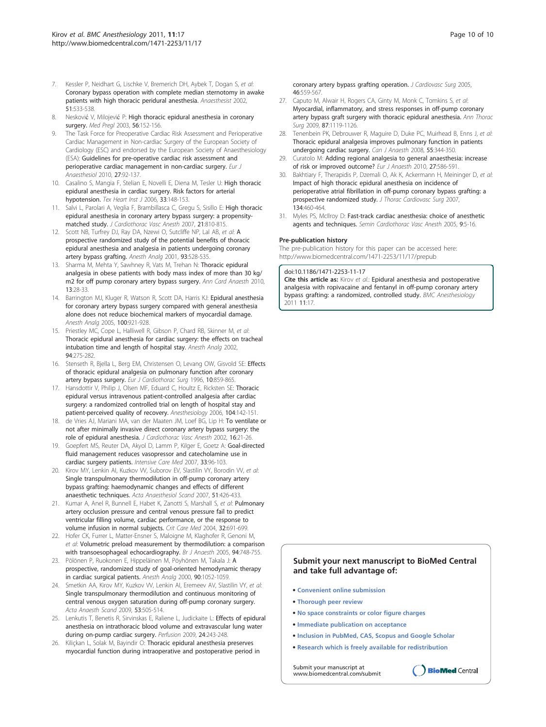7. Kessler P, Neidhart G, Lischke V, Bremerich DH, Aybek T, Dogan S, *et al*: **Coronary bypass operation with complete median sternotomy in awake patients with high thoracic peridural anesthesia.** *Anaesthesist* 2002, **51**:533-538.
8. Nesković V, Milojević P: **High thoracic epidural anesthesia in coronary surgery.** *Med Pregl* 2003, **56**:152-156.
9. The Task Force for Preoperative Cardiac Risk Assessment and Perioperative Cardiac Management in Non-cardiac Surgery of the European Society of Cardiology (ESC) and endorsed by the European Society of Anaesthesiology (ESA): **Guidelines for pre-operative cardiac risk assessment and perioperative cardiac management in non-cardiac surgery.** *Eur J Anaesthesiol* 2010, **27**:92-137.
10. Casalino S, Mangia F, Stelian E, Novelli E, Diena M, Tesler U: **High thoracic epidural anesthesia in cardiac surgery. Risk factors for arterial hypotension.** *Tex Heart Inst J* 2006, **33**:148-153.
11. Salvi L, Parolari A, Veglia F, Brambillasca C, Gregu S, Sisillo E: **High thoracic epidural anesthesia in coronary artery bypass surgery: a propensity-matched study.** *J Cardiothorac Vasc Anesth* 2007, **21**:810-815.
12. Scott NB, Turfrey DJ, Ray DA, Nzewi O, Sutcliffe NP, Lal AB, *et al*: **A prospective randomized study of the potential benefits of thoracic epidural anesthesia and analgesia in patients undergoing coronary artery bypass grafting.** *Anesth Analg* 2001, **93**:528-535.
13. Sharma M, Mehta Y, Sawhney R, Vats M, Trehan N: **Thoracic epidural analgesia in obese patients with body mass index of more than 30 kg/m2 for off pump coronary artery bypass surgery.** *Ann Card Anaesth* 2010, **13**:28-33.
14. Barrington MJ, Kluger R, Watson R, Scott DA, Harris KJ: **Epidural anesthesia for coronary artery bypass surgery compared with general anesthesia alone does not reduce biochemical markers of myocardial damage.** *Anesth Analg* 2005, **100**:921-928.
15. Priestley MC, Cope L, Halliwell R, Gibson P, Chard RB, Skinner M, *et al*: **Thoracic epidural anesthesia for cardiac surgery: the effects on tracheal intubation time and length of hospital stay.** *Anesth Analg* 2002, **94**:275-282.
16. Stenseth R, Bjella L, Berg EM, Christensen O, Levang OW, Gisvold SE: **Effects of thoracic epidural analgesia on pulmonary function after coronary artery bypass surgery.** *Eur J Cardiothorac Surg* 1996, **10**:859-865.
17. Hansdottir V, Philip J, Olsen MF, Eduard C, Houltz E, Ricksten SE: **Thoracic epidural versus intravenous patient-controlled analgesia after cardiac surgery: a randomized controlled trial on length of hospital stay and patient-perceived quality of recovery.** *Anesthesiology* 2006, **104**:142-151.
18. de Vries AJ, Mariani MA, van der Maaten JM, Loef BG, Lip H: **To ventilate or not after minimally invasive direct coronary artery bypass surgery: the role of epidural anesthesia.** *J Cardiothorac Vasc Anesth* 2002, **16**:21-26.
19. Goepfert MS, Reuter DA, Akyol D, Lamm P, Kilger E, Goetz A: **Goal-directed fluid management reduces vasopressor and catecholamine use in cardiac surgery patients.** *Intensive Care Med* 2007, **33**:96-103.
20. Kirov MY, Lenkin AI, Kuzkov VV, Suborov EV, Slastilin VY, Borodin VV, *et al*: **Single transpulmonary thermodilution in off-pump coronary artery bypass grafting: haemodynamic changes and effects of different anaesthetic techniques.** *Acta Anaesthesiol Scand* 2007, **51**:426-433.
21. Kumar A, Anel R, Bunnell E, Habet K, Zanotti S, Marshall S, *et al*: **Pulmonary artery occlusion pressure and central venous pressure fail to predict ventricular filling volume, cardiac performance, or the response to volume infusion in normal subjects.** *Crit Care Med* 2004, **32**:691-699.
22. Hofer CK, Furrer L, Matter-Ensner S, Maloigne M, Klaghofer R, Genoni M, *et al*: **Volumetric preload measurement by thermodilution: a comparison with transoesophageal echocardiography.** *Br J Anaesth* 2005, **94**:748-755.
23. Pölönen P, Ruokonen E, Hippeläinen M, Pöyhönen M, Takala J: **A prospective, randomized study of goal-oriented hemodynamic therapy in cardiac surgical patients.** *Anesth Analg* 2000, **90**:1052-1059.
24. Smetkin AA, Kirov MY, Kuzkov VV, Lenkin AI, Eremeev AV, Slastilin VY, *et al*: **Single transpulmonary thermodilution and continuous monitoring of central venous oxygen saturation during off-pump coronary surgery.** *Acta Anaesth Scand* 2009, **53**:505-514.
25. Lenkutis T, Benetis R, Sirvinskas E, Raliene L, Judickaite L: **Effects of epidural anesthesia on intrathoracic blood volume and extravascular lung water during on-pump cardiac surgery.** *Perfusion* 2009, **24**:243-248.
26. Kiliçkan L, Solak M, Bayindir O: **Thoracic epidural anesthesia preserves myocardial function during intraoperative and postoperative period in coronary artery bypass grafting operation.** *J Cardiovasc Surg* 2005, **46**:559-567.
27. Caputo M, Alwair H, Rogers CA, Ginty M, Monk C, Tomkins S, *et al*: **Myocardial, inflammatory, and stress responses in off-pump coronary artery bypass graft surgery with thoracic epidural anesthesia.** *Ann Thorac Surg* 2009, **87**:1119-1126.
28. Tenenbein PK, Debrouwer R, Maguire D, Duke PC, Muirhead B, Enns J, *et al*: **Thoracic epidural analgesia improves pulmonary function in patients undergoing cardiac surgery.** *Can J Anaesth* 2008, **55**:344-350.
29. Curatolo M: **Adding regional analgesia to general anaesthesia: increase of risk or improved outcome?** *Eur J Anaesth* 2010, **27**:586-591.
30. Bakhtiary F, Therapidis P, Dzemali O, Ak K, Ackermann H, Meininger D, *et al*: **Impact of high thoracic epidural anesthesia on incidence of perioperative atrial fibrillation in off-pump coronary bypass grafting: a prospective randomized study.** *J Thorac Cardiovasc Surg* 2007, **134**:460-464.
31. Myles PS, McIlroy D: **Fast-track cardiac anesthesia: choice of anesthetic agents and techniques.** *Semin Cardiothorac Vasc Anesth* 2005, **9**:5-16.

### Pre-publication history

The pre-publication history for this paper can be accessed here:
http://www.biomedcentral.com/1471-2253/11/17/prepub

doi:10.1186/1471-2253-11-17

**Cite this article as:** Kirov *et al.*: Epidural anesthesia and postoperative analgesia with ropivacaine and fentanyl in off-pump coronary artery bypass grafting: a randomized, controlled study. *BMC Anesthesiology* 2011 **11**:17.

**Submit your next manuscript to BioMed Central and take full advantage of:**

- **Convenient online submission**
- **Thorough peer review**
- **No space constraints or color figure charges**
- **Immediate publication on acceptance**
- **Inclusion in PubMed, CAS, Scopus and Google Scholar**
- **Research which is freely available for redistribution**

Submit your manuscript at
www.biomedcentral.com/submit

BioMed Central